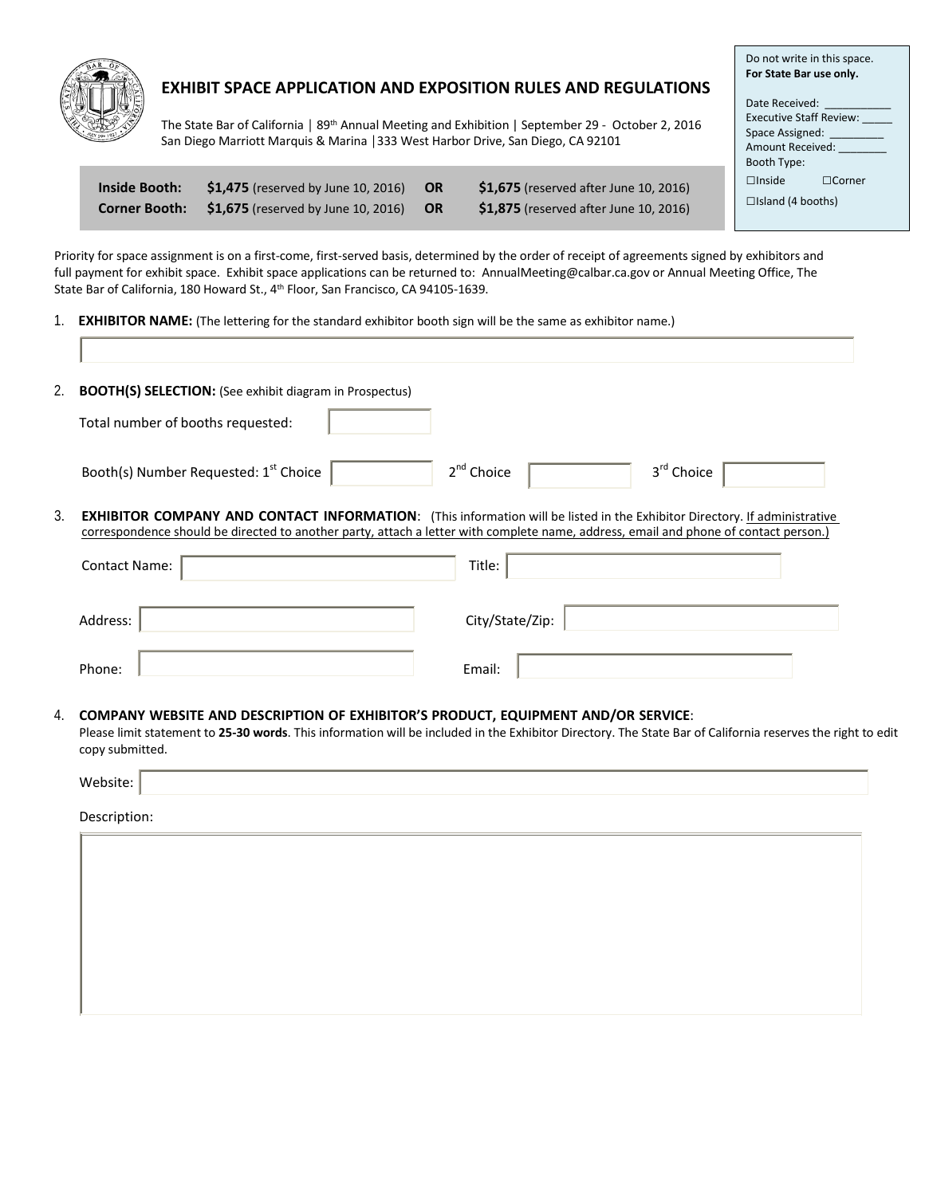# EXHIBIT SPACE APPLICATION AND EXPOSITION RULES AND REGULATIONS

The State Bar of California | 89th Annual Meeting and Exhibition | September 29 - October 2, 2016
San Diego Marriott Marquis & Marina | 333 West Harbor Drive, San Diego, CA 92101

Do not write in this space.
**For State Bar use only.**

Date Received: ___________
Executive Staff Review: _____
Space Assigned: _________
Amount Received: ________
Booth Type:
☐Inside ☐Corner
☐Island (4 booths)

| | | | |
|---|---|---|---|
| **Inside Booth:** | **$1,475** (reserved by June 10, 2016) | **OR** | **$1,675** (reserved after June 10, 2016) |
| **Corner Booth:** | **$1,675** (reserved by June 10, 2016) | **OR** | **$1,875** (reserved after June 10, 2016) |

Priority for space assignment is on a first-come, first-served basis, determined by the order of receipt of agreements signed by exhibitors and full payment for exhibit space. Exhibit space applications can be returned to: AnnualMeeting@calbar.ca.gov or Annual Meeting Office, The State Bar of California, 180 Howard St., 4th Floor, San Francisco, CA 94105-1639.

1. **EXHIBITOR NAME:** (The lettering for the standard exhibitor booth sign will be the same as exhibitor name.)

   ______________________________

2. **BOOTH(S) SELECTION:** (See exhibit diagram in Prospectus)

   Total number of booths requested: __________

   Booth(s) Number Requested: 1st Choice __________ 2nd Choice __________ 3rd Choice __________

3. **EXHIBITOR COMPANY AND CONTACT INFORMATION**: (This information will be listed in the Exhibitor Directory. If administrative correspondence should be directed to another party, attach a letter with complete name, address, email and phone of contact person.)

   Contact Name: __________ Title: __________

   Address: __________ City/State/Zip: __________

   Phone: __________ Email: __________

4. **COMPANY WEBSITE AND DESCRIPTION OF EXHIBITOR'S PRODUCT, EQUIPMENT AND/OR SERVICE**:
   Please limit statement to **25-30 words**. This information will be included in the Exhibitor Directory. The State Bar of California reserves the right to edit copy submitted.

   Website: __________

   Description: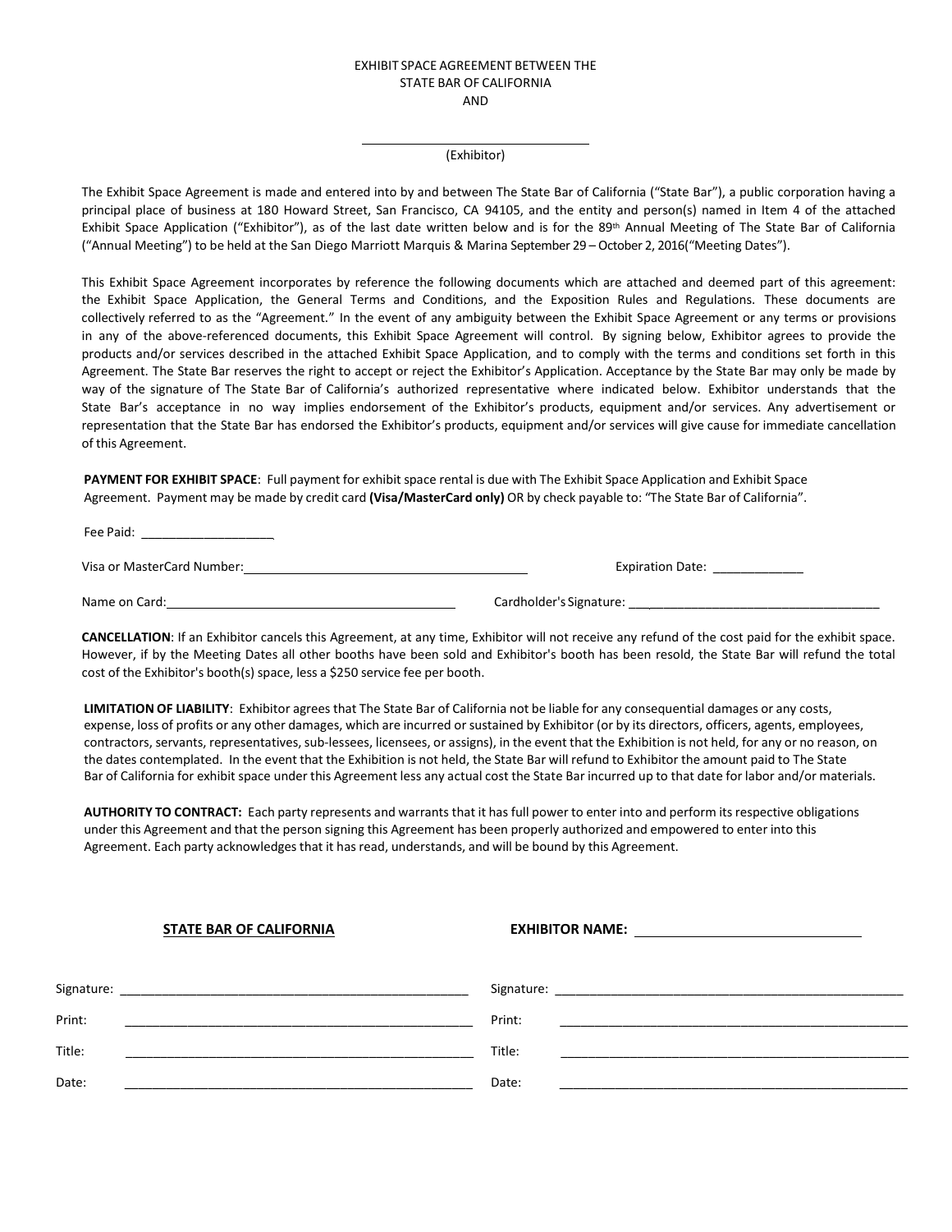EXHIBIT SPACE AGREEMENT BETWEEN THE
STATE BAR OF CALIFORNIA
AND

\_\_\_\_\_\_\_\_\_\_\_\_\_\_\_\_\_\_\_\_\_\_\_\_\_\_\_\_\_\_\_\_
(Exhibitor)

The Exhibit Space Agreement is made and entered into by and between The State Bar of California ("State Bar"), a public corporation having a principal place of business at 180 Howard Street, San Francisco, CA 94105, and the entity and person(s) named in Item 4 of the attached Exhibit Space Application ("Exhibitor"), as of the last date written below and is for the 89th Annual Meeting of The State Bar of California ("Annual Meeting") to be held at the San Diego Marriott Marquis & Marina September 29 – October 2, 2016("Meeting Dates").

This Exhibit Space Agreement incorporates by reference the following documents which are attached and deemed part of this agreement: the Exhibit Space Application, the General Terms and Conditions, and the Exposition Rules and Regulations. These documents are collectively referred to as the "Agreement." In the event of any ambiguity between the Exhibit Space Agreement or any terms or provisions in any of the above-referenced documents, this Exhibit Space Agreement will control. By signing below, Exhibitor agrees to provide the products and/or services described in the attached Exhibit Space Application, and to comply with the terms and conditions set forth in this Agreement. The State Bar reserves the right to accept or reject the Exhibitor's Application. Acceptance by the State Bar may only be made by way of the signature of The State Bar of California's authorized representative where indicated below. Exhibitor understands that the State Bar's acceptance in no way implies endorsement of the Exhibitor's products, equipment and/or services. Any advertisement or representation that the State Bar has endorsed the Exhibitor's products, equipment and/or services will give cause for immediate cancellation of this Agreement.

**PAYMENT FOR EXHIBIT SPACE**: Full payment for exhibit space rental is due with The Exhibit Space Application and Exhibit Space Agreement. Payment may be made by credit card **(Visa/MasterCard only)** OR by check payable to: "The State Bar of California".

Fee Paid: \_\_\_\_\_\_\_\_\_\_\_\_\_\_\_\_\_\_

Visa or MasterCard Number: \_\_\_\_\_\_\_\_\_\_\_\_\_\_\_\_\_\_\_\_\_\_\_\_\_\_\_\_\_\_\_\_\_\_\_\_\_\_ Expiration Date: \_\_\_\_\_\_\_\_\_\_\_\_\_

Name on Card: \_\_\_\_\_\_\_\_\_\_\_\_\_\_\_\_\_\_\_\_\_\_\_\_\_\_\_\_\_\_\_\_\_\_\_\_\_\_\_\_ Cardholder's Signature: \_\_\_\_\_\_\_\_\_\_\_\_\_\_\_\_\_\_\_\_\_\_\_\_\_\_\_\_\_\_\_\_\_\_\_\_

**CANCELLATION**: If an Exhibitor cancels this Agreement, at any time, Exhibitor will not receive any refund of the cost paid for the exhibit space. However, if by the Meeting Dates all other booths have been sold and Exhibitor's booth has been resold, the State Bar will refund the total cost of the Exhibitor's booth(s) space, less a $250 service fee per booth.

**LIMITATION OF LIABILITY**: Exhibitor agrees that The State Bar of California not be liable for any consequential damages or any costs, expense, loss of profits or any other damages, which are incurred or sustained by Exhibitor (or by its directors, officers, agents, employees, contractors, servants, representatives, sub-lessees, licensees, or assigns), in the event that the Exhibition is not held, for any or no reason, on the dates contemplated. In the event that the Exhibition is not held, the State Bar will refund to Exhibitor the amount paid to The State Bar of California for exhibit space under this Agreement less any actual cost the State Bar incurred up to that date for labor and/or materials.

**AUTHORITY TO CONTRACT:** Each party represents and warrants that it has full power to enter into and perform its respective obligations under this Agreement and that the person signing this Agreement has been properly authorized and empowered to enter into this Agreement. Each party acknowledges that it has read, understands, and will be bound by this Agreement.

| **STATE BAR OF CALIFORNIA** | **EXHIBITOR NAME:** \_\_\_\_\_\_\_\_\_\_\_\_\_\_\_\_\_\_\_\_\_\_\_\_\_\_\_\_ |
| --- | --- |
| Signature: \_\_\_\_\_\_\_\_\_\_\_\_\_\_\_\_\_\_\_\_\_\_\_\_\_\_\_\_\_\_\_\_\_\_\_\_ | Signature: \_\_\_\_\_\_\_\_\_\_\_\_\_\_\_\_\_\_\_\_\_\_\_\_\_\_\_\_\_\_\_\_\_\_\_\_ |
| Print: \_\_\_\_\_\_\_\_\_\_\_\_\_\_\_\_\_\_\_\_\_\_\_\_\_\_\_\_\_\_\_\_\_\_\_\_ | Print: \_\_\_\_\_\_\_\_\_\_\_\_\_\_\_\_\_\_\_\_\_\_\_\_\_\_\_\_\_\_\_\_\_\_\_\_ |
| Title: \_\_\_\_\_\_\_\_\_\_\_\_\_\_\_\_\_\_\_\_\_\_\_\_\_\_\_\_\_\_\_\_\_\_\_\_ | Title: \_\_\_\_\_\_\_\_\_\_\_\_\_\_\_\_\_\_\_\_\_\_\_\_\_\_\_\_\_\_\_\_\_\_\_\_ |
| Date: \_\_\_\_\_\_\_\_\_\_\_\_\_\_\_\_\_\_\_\_\_\_\_\_\_\_\_\_\_\_\_\_\_\_\_\_ | Date: \_\_\_\_\_\_\_\_\_\_\_\_\_\_\_\_\_\_\_\_\_\_\_\_\_\_\_\_\_\_\_\_\_\_\_\_ |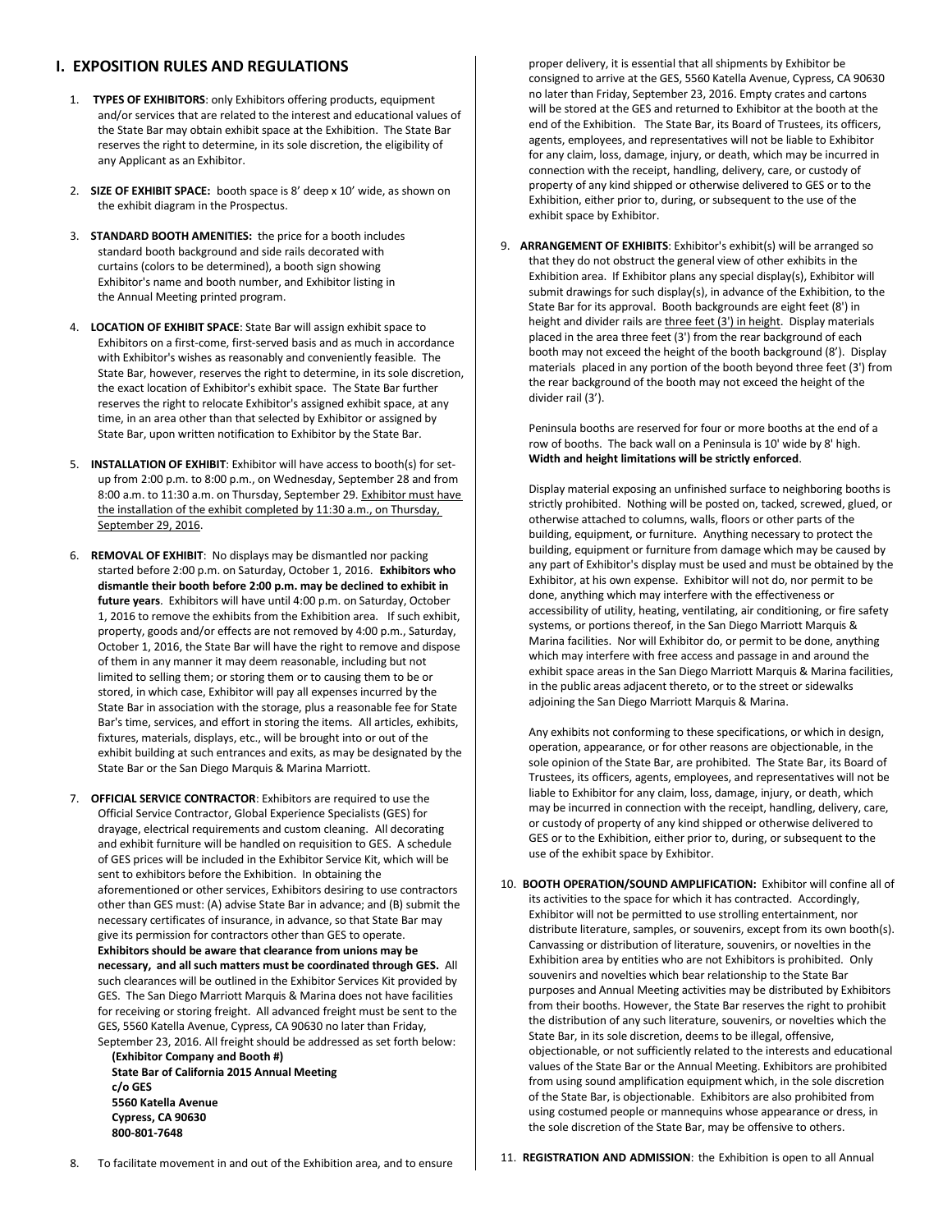# I. EXPOSITION RULES AND REGULATIONS

1. **TYPES OF EXHIBITORS**: only Exhibitors offering products, equipment and/or services that are related to the interest and educational values of the State Bar may obtain exhibit space at the Exhibition. The State Bar reserves the right to determine, in its sole discretion, the eligibility of any Applicant as an Exhibitor.

2. **SIZE OF EXHIBIT SPACE:** booth space is 8' deep x 10' wide, as shown on the exhibit diagram in the Prospectus.

3. **STANDARD BOOTH AMENITIES:** the price for a booth includes standard booth background and side rails decorated with curtains (colors to be determined), a booth sign showing Exhibitor's name and booth number, and Exhibitor listing in the Annual Meeting printed program.

4. **LOCATION OF EXHIBIT SPACE**: State Bar will assign exhibit space to Exhibitors on a first-come, first-served basis and as much in accordance with Exhibitor's wishes as reasonably and conveniently feasible. The State Bar, however, reserves the right to determine, in its sole discretion, the exact location of Exhibitor's exhibit space. The State Bar further reserves the right to relocate Exhibitor's assigned exhibit space, at any time, in an area other than that selected by Exhibitor or assigned by State Bar, upon written notification to Exhibitor by the State Bar.

5. **INSTALLATION OF EXHIBIT**: Exhibitor will have access to booth(s) for set-up from 2:00 p.m. to 8:00 p.m., on Wednesday, September 28 and from 8:00 a.m. to 11:30 a.m. on Thursday, September 29. Exhibitor must have the installation of the exhibit completed by 11:30 a.m., on Thursday, September 29, 2016.

6. **REMOVAL OF EXHIBIT**: No displays may be dismantled nor packing started before 2:00 p.m. on Saturday, October 1, 2016. **Exhibitors who dismantle their booth before 2:00 p.m. may be declined to exhibit in future years**. Exhibitors will have until 4:00 p.m. on Saturday, October 1, 2016 to remove the exhibits from the Exhibition area. If such exhibit, property, goods and/or effects are not removed by 4:00 p.m., Saturday, October 1, 2016, the State Bar will have the right to remove and dispose of them in any manner it may deem reasonable, including but not limited to selling them; or storing them or to causing them to be or stored, in which case, Exhibitor will pay all expenses incurred by the State Bar in association with the storage, plus a reasonable fee for State Bar's time, services, and effort in storing the items. All articles, exhibits, fixtures, materials, displays, etc., will be brought into or out of the exhibit building at such entrances and exits, as may be designated by the State Bar or the San Diego Marquis & Marina Marriott.

7. **OFFICIAL SERVICE CONTRACTOR**: Exhibitors are required to use the Official Service Contractor, Global Experience Specialists (GES) for drayage, electrical requirements and custom cleaning. All decorating and exhibit furniture will be handled on requisition to GES. A schedule of GES prices will be included in the Exhibitor Service Kit, which will be sent to exhibitors before the Exhibition. In obtaining the aforementioned or other services, Exhibitors desiring to use contractors other than GES must: (A) advise State Bar in advance; and (B) submit the necessary certificates of insurance, in advance, so that State Bar may give its permission for contractors other than GES to operate. **Exhibitors should be aware that clearance from unions may be necessary, and all such matters must be coordinated through GES.** All such clearances will be outlined in the Exhibitor Services Kit provided by GES. The San Diego Marriott Marquis & Marina does not have facilities for receiving or storing freight. All advanced freight must be sent to the GES, 5560 Katella Avenue, Cypress, CA 90630 no later than Friday, September 23, 2016. All freight should be addressed as set forth below:

   **(Exhibitor Company and Booth #)**
   **State Bar of California 2015 Annual Meeting**
   **c/o GES**
   **5560 Katella Avenue**
   **Cypress, CA 90630**
   **800-801-7648**

8. To facilitate movement in and out of the Exhibition area, and to ensure proper delivery, it is essential that all shipments by Exhibitor be consigned to arrive at the GES, 5560 Katella Avenue, Cypress, CA 90630 no later than Friday, September 23, 2016. Empty crates and cartons will be stored at the GES and returned to Exhibitor at the booth at the end of the Exhibition. The State Bar, its Board of Trustees, its officers, agents, employees, and representatives will not be liable to Exhibitor for any claim, loss, damage, injury, or death, which may be incurred in connection with the receipt, handling, delivery, care, or custody of property of any kind shipped or otherwise delivered to GES or to the Exhibition, either prior to, during, or subsequent to the use of the exhibit space by Exhibitor.

9. **ARRANGEMENT OF EXHIBITS**: Exhibitor's exhibit(s) will be arranged so that they do not obstruct the general view of other exhibits in the Exhibition area. If Exhibitor plans any special display(s), Exhibitor will submit drawings for such display(s), in advance of the Exhibition, to the State Bar for its approval. Booth backgrounds are eight feet (8') in height and divider rails are three feet (3') in height. Display materials placed in the area three feet (3') from the rear background of each booth may not exceed the height of the booth background (8'). Display materials placed in any portion of the booth beyond three feet (3') from the rear background of the booth may not exceed the height of the divider rail (3').

   Peninsula booths are reserved for four or more booths at the end of a row of booths. The back wall on a Peninsula is 10' wide by 8' high. **Width and height limitations will be strictly enforced**.

   Display material exposing an unfinished surface to neighboring booths is strictly prohibited. Nothing will be posted on, tacked, screwed, glued, or otherwise attached to columns, walls, floors or other parts of the building, equipment, or furniture. Anything necessary to protect the building, equipment or furniture from damage which may be caused by any part of Exhibitor's display must be used and must be obtained by the Exhibitor, at his own expense. Exhibitor will not do, nor permit to be done, anything which may interfere with the effectiveness or accessibility of utility, heating, ventilating, air conditioning, or fire safety systems, or portions thereof, in the San Diego Marriott Marquis & Marina facilities. Nor will Exhibitor do, or permit to be done, anything which may interfere with free access and passage in and around the exhibit space areas in the San Diego Marriott Marquis & Marina facilities, in the public areas adjacent thereto, or to the street or sidewalks adjoining the San Diego Marriott Marquis & Marina.

   Any exhibits not conforming to these specifications, or which in design, operation, appearance, or for other reasons are objectionable, in the sole opinion of the State Bar, are prohibited. The State Bar, its Board of Trustees, its officers, agents, employees, and representatives will not be liable to Exhibitor for any claim, loss, damage, injury, or death, which may be incurred in connection with the receipt, handling, delivery, care, or custody of property of any kind shipped or otherwise delivered to GES or to the Exhibition, either prior to, during, or subsequent to the use of the exhibit space by Exhibitor.

10. **BOOTH OPERATION/SOUND AMPLIFICATION:** Exhibitor will confine all of its activities to the space for which it has contracted. Accordingly, Exhibitor will not be permitted to use strolling entertainment, nor distribute literature, samples, or souvenirs, except from its own booth(s). Canvassing or distribution of literature, souvenirs, or novelties in the Exhibition area by entities who are not Exhibitors is prohibited. Only souvenirs and novelties which bear relationship to the State Bar purposes and Annual Meeting activities may be distributed by Exhibitors from their booths. However, the State Bar reserves the right to prohibit the distribution of any such literature, souvenirs, or novelties which the State Bar, in its sole discretion, deems to be illegal, offensive, objectionable, or not sufficiently related to the interests and educational values of the State Bar or the Annual Meeting. Exhibitors are prohibited from using sound amplification equipment which, in the sole discretion of the State Bar, is objectionable. Exhibitors are also prohibited from using costumed people or mannequins whose appearance or dress, in the sole discretion of the State Bar, may be offensive to others.

11. **REGISTRATION AND ADMISSION**: the Exhibition is open to all Annual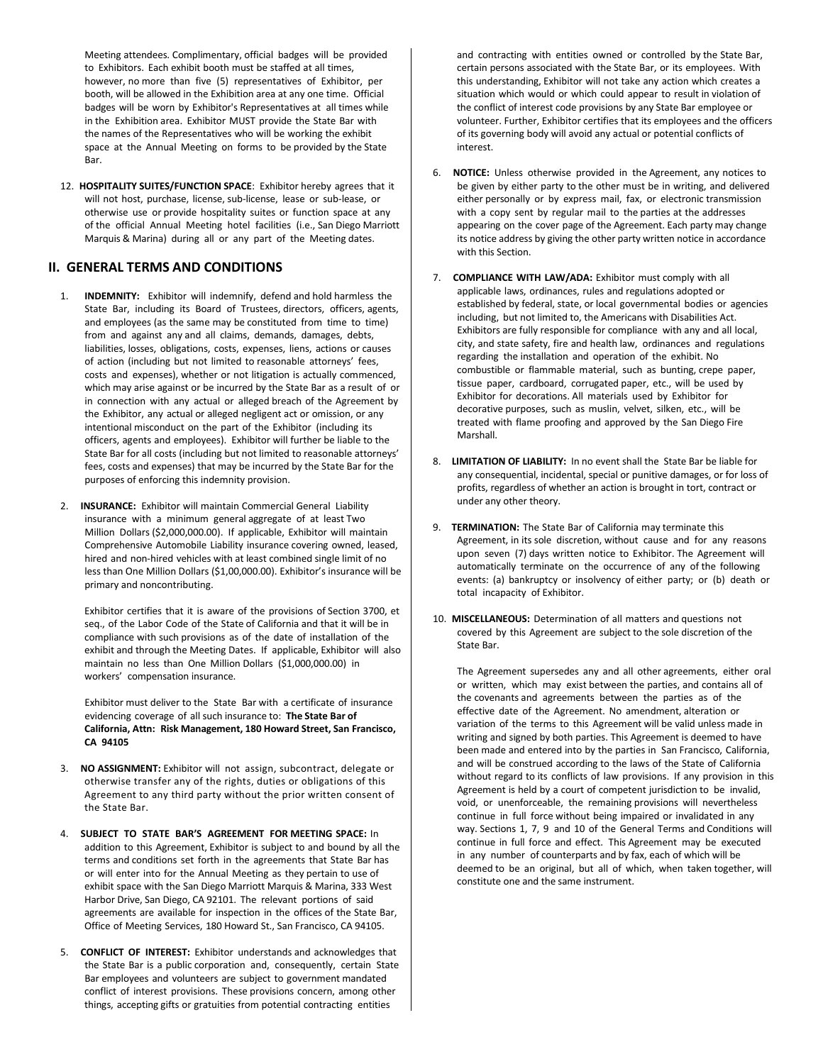Meeting attendees. Complimentary, official badges will be provided to Exhibitors. Each exhibit booth must be staffed at all times, however, no more than five (5) representatives of Exhibitor, per booth, will be allowed in the Exhibition area at any one time. Official badges will be worn by Exhibitor's Representatives at all times while in the Exhibition area. Exhibitor MUST provide the State Bar with the names of the Representatives who will be working the exhibit space at the Annual Meeting on forms to be provided by the State Bar.

12. **HOSPITALITY SUITES/FUNCTION SPACE**: Exhibitor hereby agrees that it will not host, purchase, license, sub-license, lease or sub-lease, or otherwise use or provide hospitality suites or function space at any of the official Annual Meeting hotel facilities (i.e., San Diego Marriott Marquis & Marina) during all or any part of the Meeting dates.

## II. GENERAL TERMS AND CONDITIONS

1. **INDEMNITY:** Exhibitor will indemnify, defend and hold harmless the State Bar, including its Board of Trustees, directors, officers, agents, and employees (as the same may be constituted from time to time) from and against any and all claims, demands, damages, debts, liabilities, losses, obligations, costs, expenses, liens, actions or causes of action (including but not limited to reasonable attorneys' fees, costs and expenses), whether or not litigation is actually commenced, which may arise against or be incurred by the State Bar as a result of or in connection with any actual or alleged breach of the Agreement by the Exhibitor, any actual or alleged negligent act or omission, or any intentional misconduct on the part of the Exhibitor (including its officers, agents and employees). Exhibitor will further be liable to the State Bar for all costs (including but not limited to reasonable attorneys' fees, costs and expenses) that may be incurred by the State Bar for the purposes of enforcing this indemnity provision.

2. **INSURANCE:** Exhibitor will maintain Commercial General Liability insurance with a minimum general aggregate of at least Two Million Dollars ($2,000,000.00). If applicable, Exhibitor will maintain Comprehensive Automobile Liability insurance covering owned, leased, hired and non-hired vehicles with at least combined single limit of no less than One Million Dollars ($1,00,000.00). Exhibitor's insurance will be primary and noncontributing.

   Exhibitor certifies that it is aware of the provisions of Section 3700, et seq., of the Labor Code of the State of California and that it will be in compliance with such provisions as of the date of installation of the exhibit and through the Meeting Dates. If applicable, Exhibitor will also maintain no less than One Million Dollars ($1,000,000.00) in workers' compensation insurance.

   Exhibitor must deliver to the State Bar with a certificate of insurance evidencing coverage of all such insurance to: **The State Bar of California, Attn: Risk Management, 180 Howard Street, San Francisco, CA 94105**

3. **NO ASSIGNMENT:** Exhibitor will not assign, subcontract, delegate or otherwise transfer any of the rights, duties or obligations of this Agreement to any third party without the prior written consent of the State Bar.

4. **SUBJECT TO STATE BAR'S AGREEMENT FOR MEETING SPACE:** In addition to this Agreement, Exhibitor is subject to and bound by all the terms and conditions set forth in the agreements that State Bar has or will enter into for the Annual Meeting as they pertain to use of exhibit space with the San Diego Marriott Marquis & Marina, 333 West Harbor Drive, San Diego, CA 92101. The relevant portions of said agreements are available for inspection in the offices of the State Bar, Office of Meeting Services, 180 Howard St., San Francisco, CA 94105.

5. **CONFLICT OF INTEREST:** Exhibitor understands and acknowledges that the State Bar is a public corporation and, consequently, certain State Bar employees and volunteers are subject to government mandated conflict of interest provisions. These provisions concern, among other things, accepting gifts or gratuities from potential contracting entities and contracting with entities owned or controlled by the State Bar, certain persons associated with the State Bar, or its employees. With this understanding, Exhibitor will not take any action which creates a situation which would or which could appear to result in violation of the conflict of interest code provisions by any State Bar employee or volunteer. Further, Exhibitor certifies that its employees and the officers of its governing body will avoid any actual or potential conflicts of interest.

6. **NOTICE:** Unless otherwise provided in the Agreement, any notices to be given by either party to the other must be in writing, and delivered either personally or by express mail, fax, or electronic transmission with a copy sent by regular mail to the parties at the addresses appearing on the cover page of the Agreement. Each party may change its notice address by giving the other party written notice in accordance with this Section.

7. **COMPLIANCE WITH LAW/ADA:** Exhibitor must comply with all applicable laws, ordinances, rules and regulations adopted or established by federal, state, or local governmental bodies or agencies including, but not limited to, the Americans with Disabilities Act. Exhibitors are fully responsible for compliance with any and all local, city, and state safety, fire and health law, ordinances and regulations regarding the installation and operation of the exhibit. No combustible or flammable material, such as bunting, crepe paper, tissue paper, cardboard, corrugated paper, etc., will be used by Exhibitor for decorations. All materials used by Exhibitor for decorative purposes, such as muslin, velvet, silken, etc., will be treated with flame proofing and approved by the San Diego Fire Marshall.

8. **LIMITATION OF LIABILITY:** In no event shall the State Bar be liable for any consequential, incidental, special or punitive damages, or for loss of profits, regardless of whether an action is brought in tort, contract or under any other theory.

9. **TERMINATION:** The State Bar of California may terminate this Agreement, in its sole discretion, without cause and for any reasons upon seven (7) days written notice to Exhibitor. The Agreement will automatically terminate on the occurrence of any of the following events: (a) bankruptcy or insolvency of either party; or (b) death or total incapacity of Exhibitor.

10. **MISCELLANEOUS:** Determination of all matters and questions not covered by this Agreement are subject to the sole discretion of the State Bar.

    The Agreement supersedes any and all other agreements, either oral or written, which may exist between the parties, and contains all of the covenants and agreements between the parties as of the effective date of the Agreement. No amendment, alteration or variation of the terms to this Agreement will be valid unless made in writing and signed by both parties. This Agreement is deemed to have been made and entered into by the parties in San Francisco, California, and will be construed according to the laws of the State of California without regard to its conflicts of law provisions. If any provision in this Agreement is held by a court of competent jurisdiction to be invalid, void, or unenforceable, the remaining provisions will nevertheless continue in full force without being impaired or invalidated in any way. Sections 1, 7, 9 and 10 of the General Terms and Conditions will continue in full force and effect. This Agreement may be executed in any number of counterparts and by fax, each of which will be deemed to be an original, but all of which, when taken together, will constitute one and the same instrument.